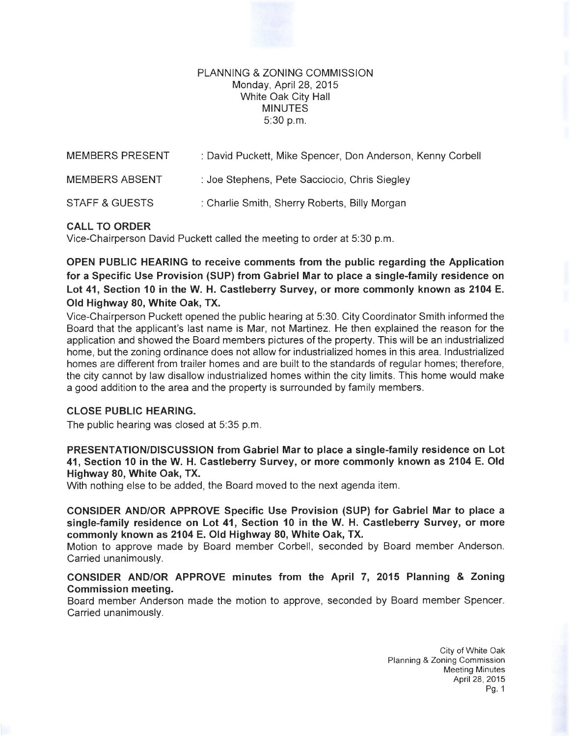PLANNING & ZONING COMMISSION
Monday, April 28, 2015
White Oak City Hall
MINUTES
5:30 p.m.

| | |
|---|---|
| MEMBERS PRESENT | : David Puckett, Mike Spencer, Don Anderson, Kenny Corbell |
| MEMBERS ABSENT | : Joe Stephens, Pete Sacciocio, Chris Siegley |
| STAFF & GUESTS | : Charlie Smith, Sherry Roberts, Billy Morgan |

**CALL TO ORDER**

Vice-Chairperson David Puckett called the meeting to order at 5:30 p.m.

**OPEN PUBLIC HEARING to receive comments from the public regarding the Application for a Specific Use Provision (SUP) from Gabriel Mar to place a single-family residence on Lot 41, Section 10 in the W. H. Castleberry Survey, or more commonly known as 2104 E. Old Highway 80, White Oak, TX.**

Vice-Chairperson Puckett opened the public hearing at 5:30. City Coordinator Smith informed the Board that the applicant's last name is Mar, not Martinez. He then explained the reason for the application and showed the Board members pictures of the property. This will be an industrialized home, but the zoning ordinance does not allow for industrialized homes in this area. Industrialized homes are different from trailer homes and are built to the standards of regular homes; therefore, the city cannot by law disallow industrialized homes within the city limits. This home would make a good addition to the area and the property is surrounded by family members.

**CLOSE PUBLIC HEARING.**

The public hearing was closed at 5:35 p.m.

**PRESENTATION/DISCUSSION from Gabriel Mar to place a single-family residence on Lot 41, Section 10 in the W. H. Castleberry Survey, or more commonly known as 2104 E. Old Highway 80, White Oak, TX.**

With nothing else to be added, the Board moved to the next agenda item.

**CONSIDER AND/OR APPROVE Specific Use Provision (SUP) for Gabriel Mar to place a single-family residence on Lot 41, Section 10 in the W. H. Castleberry Survey, or more commonly known as 2104 E. Old Highway 80, White Oak, TX.**

Motion to approve made by Board member Corbell, seconded by Board member Anderson. Carried unanimously.

**CONSIDER AND/OR APPROVE minutes from the April 7, 2015 Planning & Zoning Commission meeting.**

Board member Anderson made the motion to approve, seconded by Board member Spencer. Carried unanimously.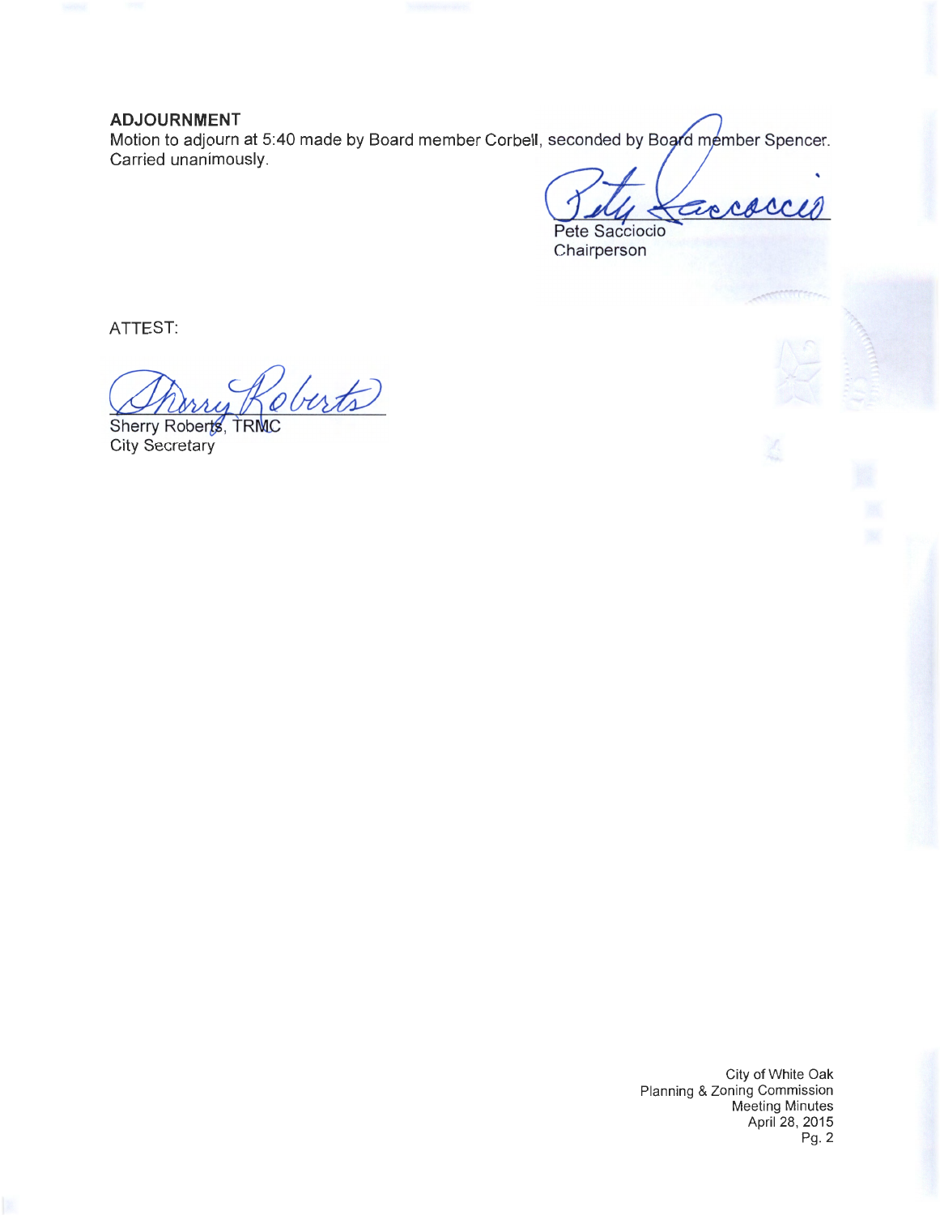**ADJOURNMENT**

Motion to adjourn at 5:40 made by Board member Corbell, seconded by Board member Spencer. Carried unanimously.

Pete Sacciocio
Chairperson

ATTEST:

Sherry Roberts, TRMC
City Secretary

City of White Oak
Planning & Zoning Commission
Meeting Minutes
April 28, 2015